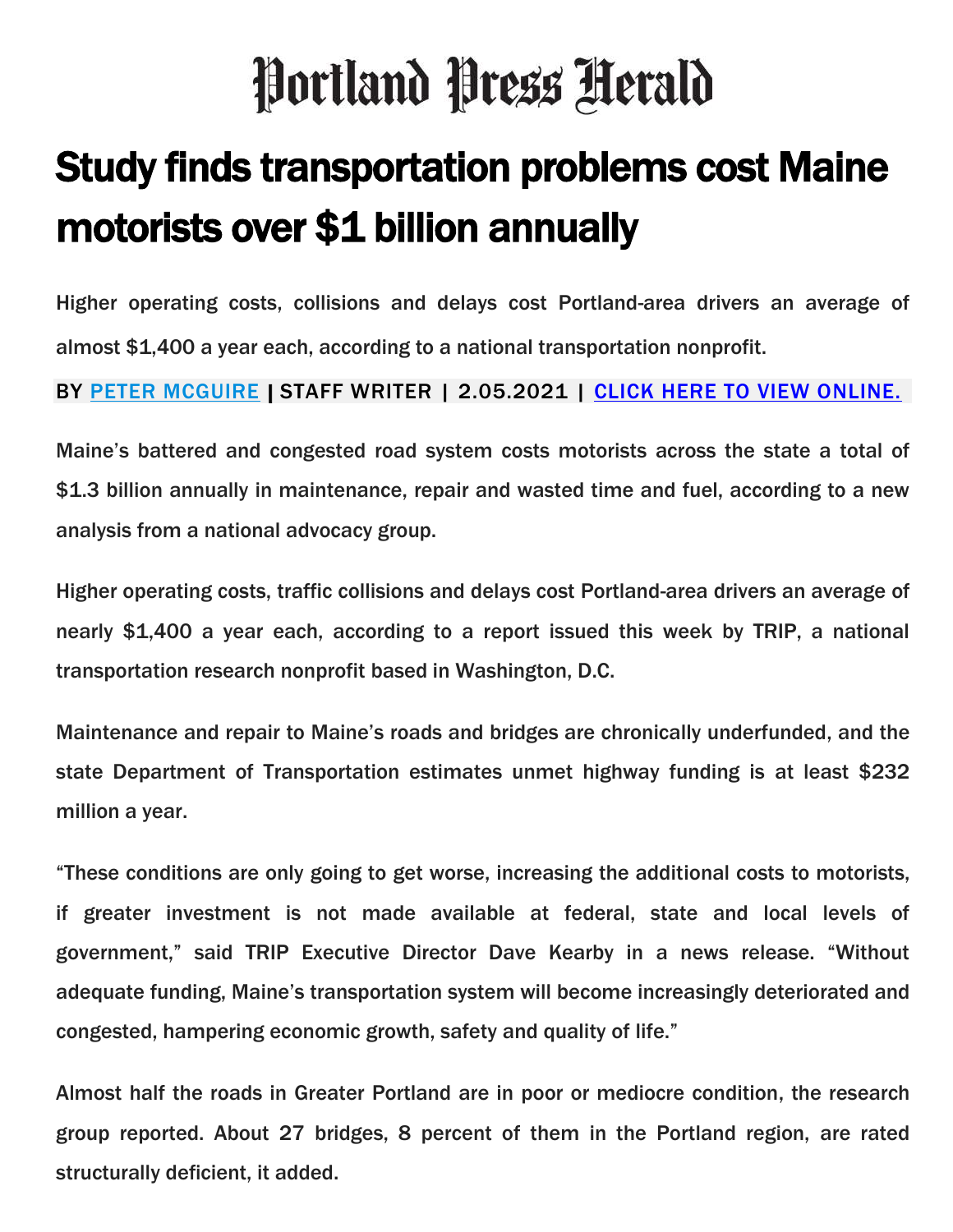# Portland Press Herald

## Study finds transportation problems cost Maine motorists over $1 billion annually

Higher operating costs, collisions and delays cost Portland-area drivers an average of almost $1,400 a year each, according to a national transportation nonprofit.

BY PETER MCGUIRE | STAFF WRITER | 2.05.2021 | CLICK HERE TO VIEW ONLINE.

Maine's battered and congested road system costs motorists across the state a total of $1.3 billion annually in maintenance, repair and wasted time and fuel, according to a new analysis from a national advocacy group.

Higher operating costs, traffic collisions and delays cost Portland-area drivers an average of nearly $1,400 a year each, according to a report issued this week by TRIP, a national transportation research nonprofit based in Washington, D.C.

Maintenance and repair to Maine's roads and bridges are chronically underfunded, and the state Department of Transportation estimates unmet highway funding is at least $232 million a year.

"These conditions are only going to get worse, increasing the additional costs to motorists, if greater investment is not made available at federal, state and local levels of government," said TRIP Executive Director Dave Kearby in a news release. "Without adequate funding, Maine's transportation system will become increasingly deteriorated and congested, hampering economic growth, safety and quality of life."

Almost half the roads in Greater Portland are in poor or mediocre condition, the research group reported. About 27 bridges, 8 percent of them in the Portland region, are rated structurally deficient, it added.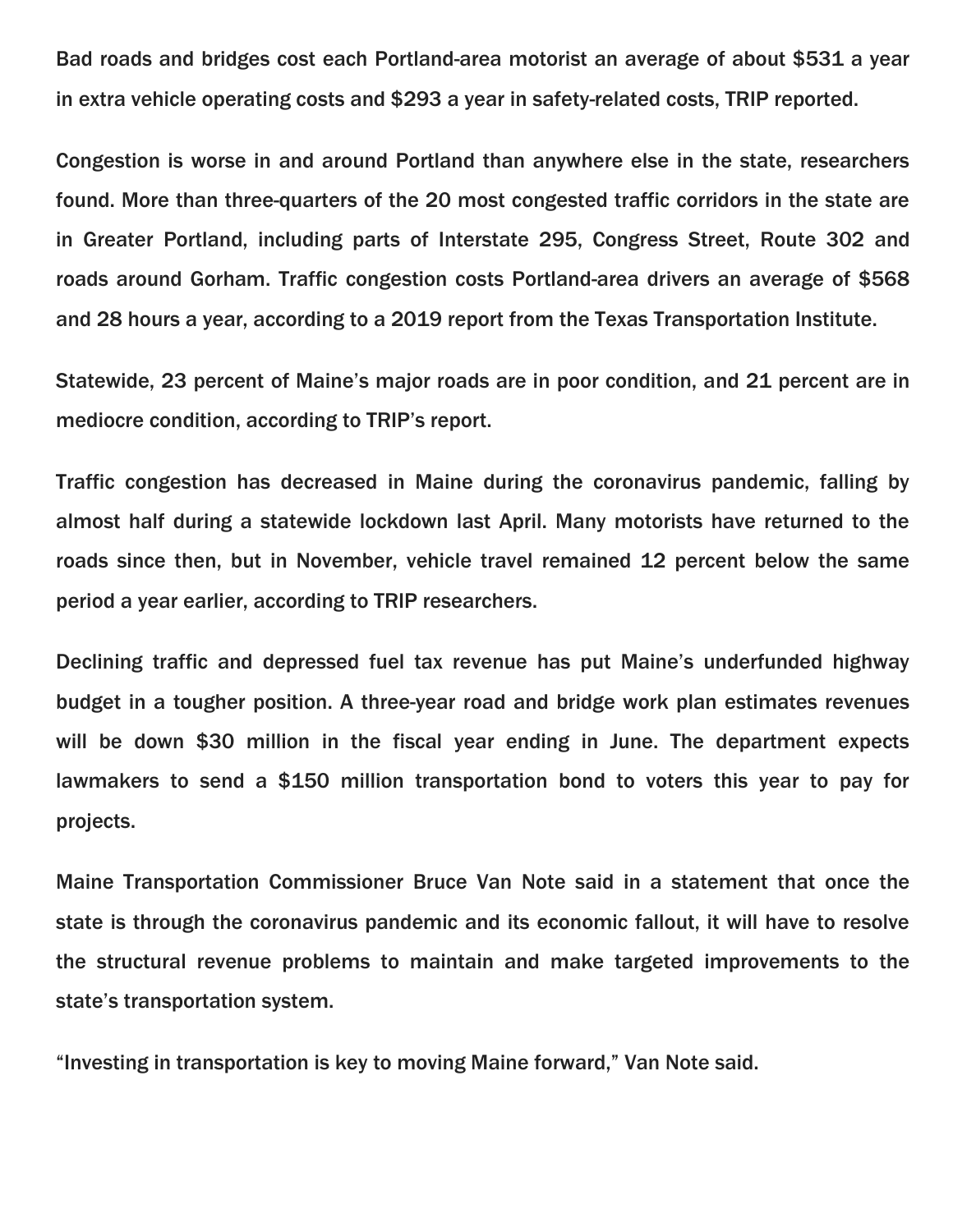Bad roads and bridges cost each Portland-area motorist an average of about $531 a year in extra vehicle operating costs and $293 a year in safety-related costs, TRIP reported.

Congestion is worse in and around Portland than anywhere else in the state, researchers found. More than three-quarters of the 20 most congested traffic corridors in the state are in Greater Portland, including parts of Interstate 295, Congress Street, Route 302 and roads around Gorham. Traffic congestion costs Portland-area drivers an average of $568 and 28 hours a year, according to a 2019 report from the Texas Transportation Institute.

Statewide, 23 percent of Maine's major roads are in poor condition, and 21 percent are in mediocre condition, according to TRIP's report.

Traffic congestion has decreased in Maine during the coronavirus pandemic, falling by almost half during a statewide lockdown last April. Many motorists have returned to the roads since then, but in November, vehicle travel remained 12 percent below the same period a year earlier, according to TRIP researchers.

Declining traffic and depressed fuel tax revenue has put Maine's underfunded highway budget in a tougher position. A three-year road and bridge work plan estimates revenues will be down $30 million in the fiscal year ending in June. The department expects lawmakers to send a $150 million transportation bond to voters this year to pay for projects.

Maine Transportation Commissioner Bruce Van Note said in a statement that once the state is through the coronavirus pandemic and its economic fallout, it will have to resolve the structural revenue problems to maintain and make targeted improvements to the state's transportation system.

"Investing in transportation is key to moving Maine forward," Van Note said.